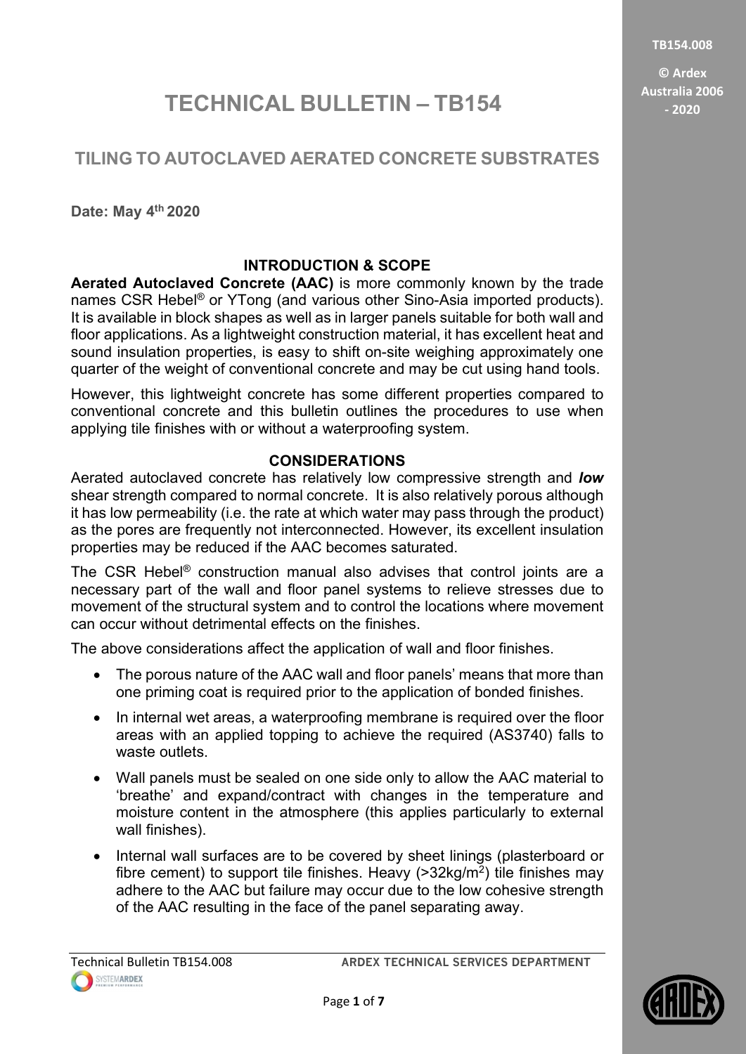# TECHNICAL BULLETIN – TB154

## TILING TO AUTOCLAVED AERATED CONCRETE SUBSTRATES

**Date: May 4th 2020**

### INTRODUCTION & SCOPE

**Aerated Autoclaved Concrete (AAC)** is more commonly known by the trade names CSR Hebel® or YTong (and various other Sino-Asia imported products). It is available in block shapes as well as in larger panels suitable for both wall and floor applications. As a lightweight construction material, it has excellent heat and sound insulation properties, is easy to shift on-site weighing approximately one quarter of the weight of conventional concrete and may be cut using hand tools.

However, this lightweight concrete has some different properties compared to conventional concrete and this bulletin outlines the procedures to use when applying tile finishes with or without a waterproofing system.

### CONSIDERATIONS

Aerated autoclaved concrete has relatively low compressive strength and ***low*** shear strength compared to normal concrete. It is also relatively porous although it has low permeability (i.e. the rate at which water may pass through the product) as the pores are frequently not interconnected. However, its excellent insulation properties may be reduced if the AAC becomes saturated.

The CSR Hebel® construction manual also advises that control joints are a necessary part of the wall and floor panel systems to relieve stresses due to movement of the structural system and to control the locations where movement can occur without detrimental effects on the finishes.

The above considerations affect the application of wall and floor finishes.

- The porous nature of the AAC wall and floor panels' means that more than one priming coat is required prior to the application of bonded finishes.
- In internal wet areas, a waterproofing membrane is required over the floor areas with an applied topping to achieve the required (AS3740) falls to waste outlets.
- Wall panels must be sealed on one side only to allow the AAC material to 'breathe' and expand/contract with changes in the temperature and moisture content in the atmosphere (this applies particularly to external wall finishes).
- Internal wall surfaces are to be covered by sheet linings (plasterboard or fibre cement) to support tile finishes. Heavy (>32kg/$m^2$) tile finishes may adhere to the AAC but failure may occur due to the low cohesive strength of the AAC resulting in the face of the panel separating away.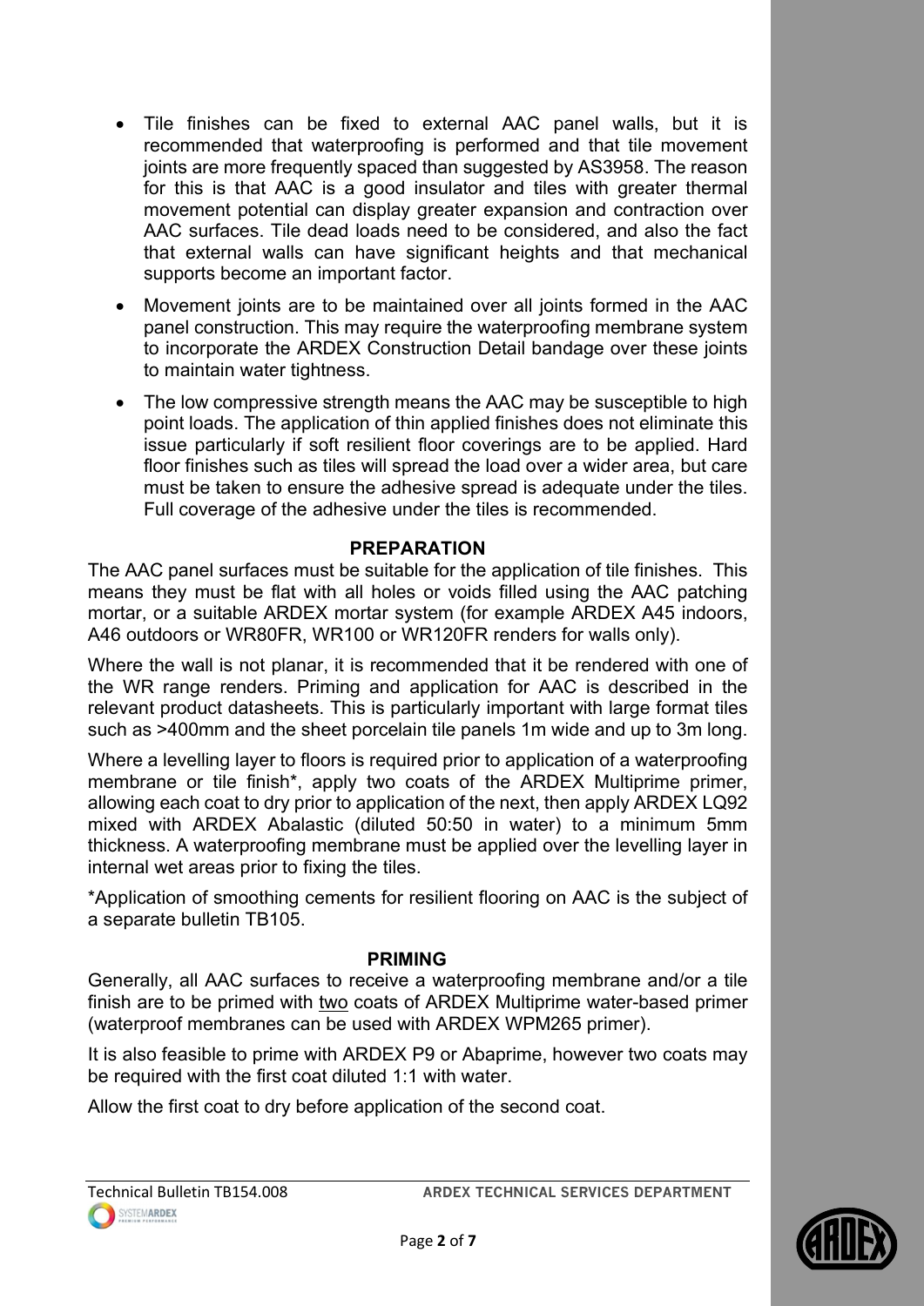- Tile finishes can be fixed to external AAC panel walls, but it is recommended that waterproofing is performed and that tile movement joints are more frequently spaced than suggested by AS3958. The reason for this is that AAC is a good insulator and tiles with greater thermal movement potential can display greater expansion and contraction over AAC surfaces. Tile dead loads need to be considered, and also the fact that external walls can have significant heights and that mechanical supports become an important factor.
- Movement joints are to be maintained over all joints formed in the AAC panel construction. This may require the waterproofing membrane system to incorporate the ARDEX Construction Detail bandage over these joints to maintain water tightness.
- The low compressive strength means the AAC may be susceptible to high point loads. The application of thin applied finishes does not eliminate this issue particularly if soft resilient floor coverings are to be applied. Hard floor finishes such as tiles will spread the load over a wider area, but care must be taken to ensure the adhesive spread is adequate under the tiles. Full coverage of the adhesive under the tiles is recommended.

## PREPARATION

The AAC panel surfaces must be suitable for the application of tile finishes. This means they must be flat with all holes or voids filled using the AAC patching mortar, or a suitable ARDEX mortar system (for example ARDEX A45 indoors, A46 outdoors or WR80FR, WR100 or WR120FR renders for walls only).

Where the wall is not planar, it is recommended that it be rendered with one of the WR range renders. Priming and application for AAC is described in the relevant product datasheets. This is particularly important with large format tiles such as >400mm and the sheet porcelain tile panels 1m wide and up to 3m long.

Where a levelling layer to floors is required prior to application of a waterproofing membrane or tile finish*, apply two coats of the ARDEX Multiprime primer, allowing each coat to dry prior to application of the next, then apply ARDEX LQ92 mixed with ARDEX Abalastic (diluted 50:50 in water) to a minimum 5mm thickness. A waterproofing membrane must be applied over the levelling layer in internal wet areas prior to fixing the tiles.

*Application of smoothing cements for resilient flooring on AAC is the subject of a separate bulletin TB105.

## PRIMING

Generally, all AAC surfaces to receive a waterproofing membrane and/or a tile finish are to be primed with <u>two</u> coats of ARDEX Multiprime water-based primer (waterproof membranes can be used with ARDEX WPM265 primer).

It is also feasible to prime with ARDEX P9 or Abaprime, however two coats may be required with the first coat diluted 1:1 with water.

Allow the first coat to dry before application of the second coat.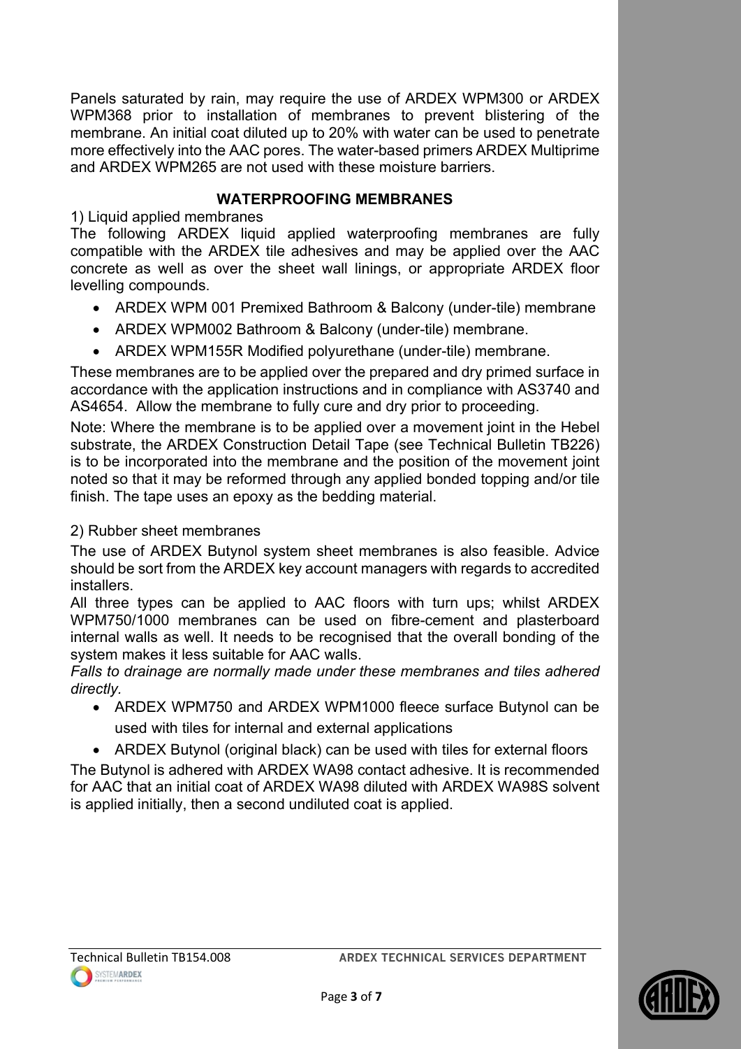Panels saturated by rain, may require the use of ARDEX WPM300 or ARDEX WPM368 prior to installation of membranes to prevent blistering of the membrane. An initial coat diluted up to 20% with water can be used to penetrate more effectively into the AAC pores. The water-based primers ARDEX Multiprime and ARDEX WPM265 are not used with these moisture barriers.

## WATERPROOFING MEMBRANES

1) Liquid applied membranes

The following ARDEX liquid applied waterproofing membranes are fully compatible with the ARDEX tile adhesives and may be applied over the AAC concrete as well as over the sheet wall linings, or appropriate ARDEX floor levelling compounds.

- ARDEX WPM 001 Premixed Bathroom & Balcony (under-tile) membrane
- ARDEX WPM002 Bathroom & Balcony (under-tile) membrane.
- ARDEX WPM155R Modified polyurethane (under-tile) membrane.

These membranes are to be applied over the prepared and dry primed surface in accordance with the application instructions and in compliance with AS3740 and AS4654. Allow the membrane to fully cure and dry prior to proceeding.

Note: Where the membrane is to be applied over a movement joint in the Hebel substrate, the ARDEX Construction Detail Tape (see Technical Bulletin TB226) is to be incorporated into the membrane and the position of the movement joint noted so that it may be reformed through any applied bonded topping and/or tile finish. The tape uses an epoxy as the bedding material.

2) Rubber sheet membranes

The use of ARDEX Butynol system sheet membranes is also feasible. Advice should be sort from the ARDEX key account managers with regards to accredited installers.

All three types can be applied to AAC floors with turn ups; whilst ARDEX WPM750/1000 membranes can be used on fibre-cement and plasterboard internal walls as well. It needs to be recognised that the overall bonding of the system makes it less suitable for AAC walls.

*Falls to drainage are normally made under these membranes and tiles adhered directly.*

- ARDEX WPM750 and ARDEX WPM1000 fleece surface Butynol can be used with tiles for internal and external applications
- ARDEX Butynol (original black) can be used with tiles for external floors

The Butynol is adhered with ARDEX WA98 contact adhesive. It is recommended for AAC that an initial coat of ARDEX WA98 diluted with ARDEX WA98S solvent is applied initially, then a second undiluted coat is applied.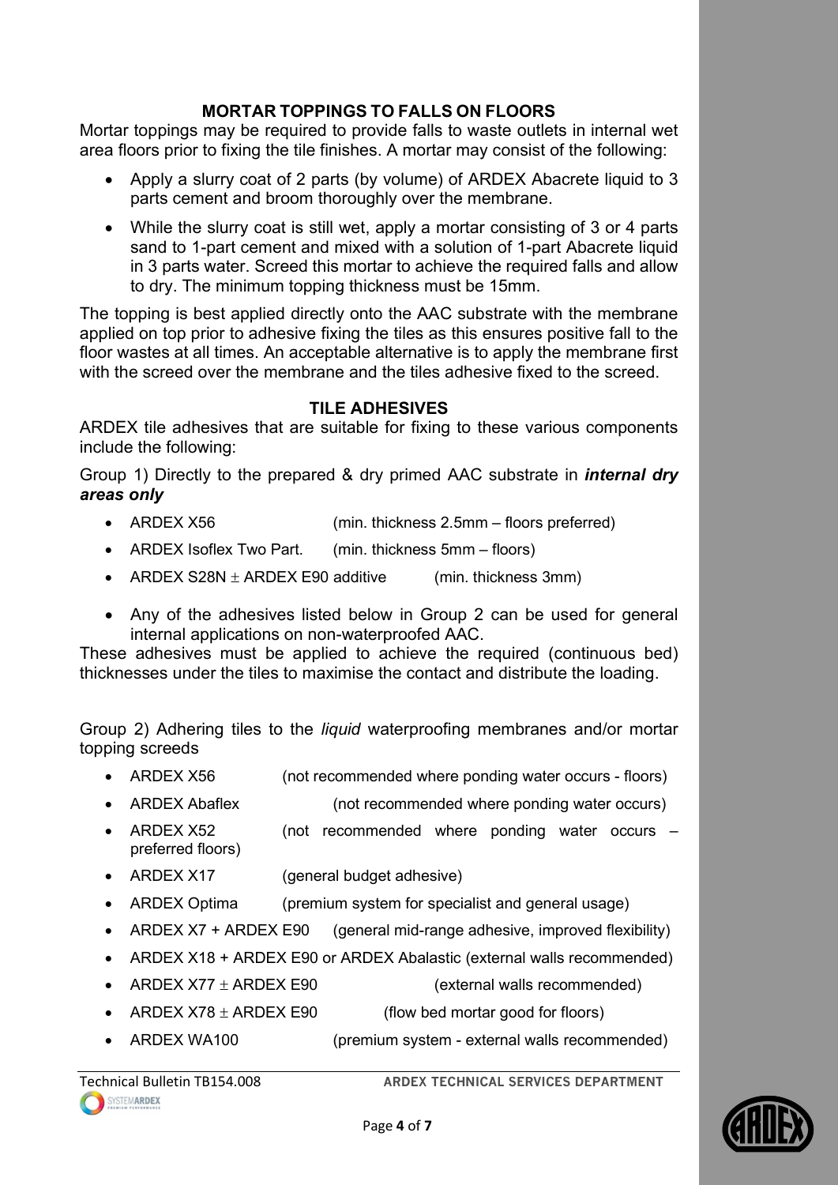## MORTAR TOPPINGS TO FALLS ON FLOORS

Mortar toppings may be required to provide falls to waste outlets in internal wet area floors prior to fixing the tile finishes. A mortar may consist of the following:

- Apply a slurry coat of 2 parts (by volume) of ARDEX Abacrete liquid to 3 parts cement and broom thoroughly over the membrane.
- While the slurry coat is still wet, apply a mortar consisting of 3 or 4 parts sand to 1-part cement and mixed with a solution of 1-part Abacrete liquid in 3 parts water. Screed this mortar to achieve the required falls and allow to dry. The minimum topping thickness must be 15mm.

The topping is best applied directly onto the AAC substrate with the membrane applied on top prior to adhesive fixing the tiles as this ensures positive fall to the floor wastes at all times. An acceptable alternative is to apply the membrane first with the screed over the membrane and the tiles adhesive fixed to the screed.

## TILE ADHESIVES

ARDEX tile adhesives that are suitable for fixing to these various components include the following:

Group 1) Directly to the prepared & dry primed AAC substrate in ***internal dry areas only***

- ARDEX X56 (min. thickness 2.5mm – floors preferred)
- ARDEX Isoflex Two Part. (min. thickness 5mm – floors)
- ARDEX S28N ± ARDEX E90 additive (min. thickness 3mm)
- Any of the adhesives listed below in Group 2 can be used for general internal applications on non-waterproofed AAC.

These adhesives must be applied to achieve the required (continuous bed) thicknesses under the tiles to maximise the contact and distribute the loading.

Group 2) Adhering tiles to the *liquid* waterproofing membranes and/or mortar topping screeds

- ARDEX X56 (not recommended where ponding water occurs - floors)
- ARDEX Abaflex (not recommended where ponding water occurs)
- ARDEX X52 (not recommended where ponding water occurs – preferred floors)
- ARDEX X17 (general budget adhesive)
- ARDEX Optima (premium system for specialist and general usage)
- ARDEX X7 + ARDEX E90 (general mid-range adhesive, improved flexibility)
- ARDEX X18 + ARDEX E90 or ARDEX Abalastic (external walls recommended)
- ARDEX X77 ± ARDEX E90 (external walls recommended)
- ARDEX X78 ± ARDEX E90 (flow bed mortar good for floors)
- ARDEX WA100 (premium system - external walls recommended)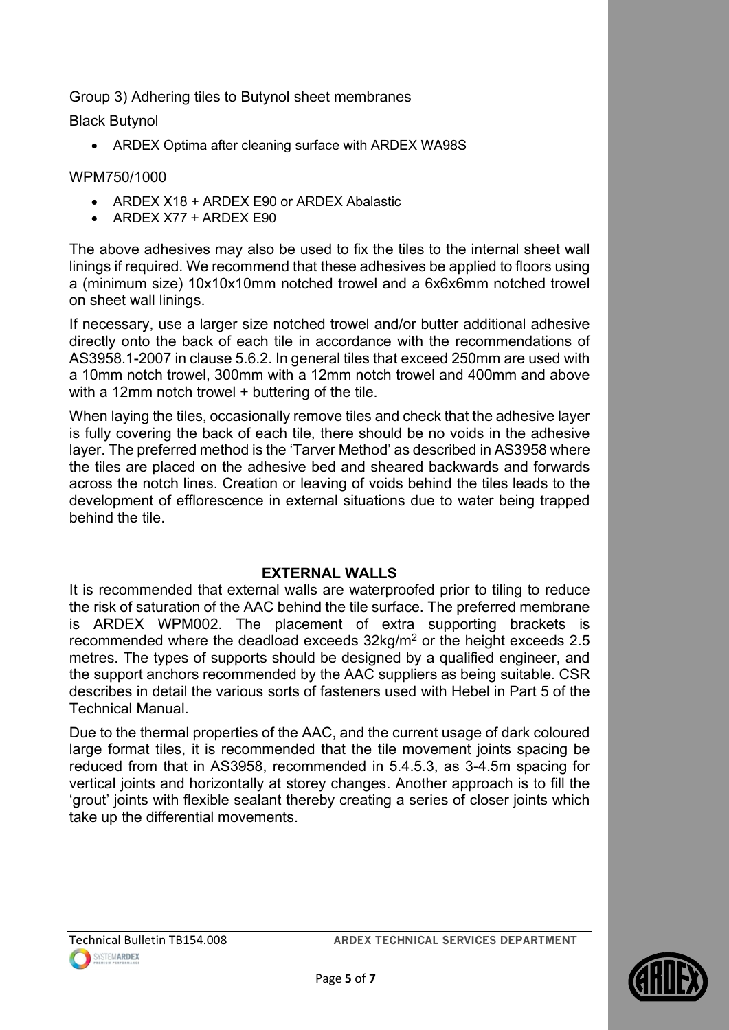Group 3) Adhering tiles to Butynol sheet membranes

Black Butynol

- ARDEX Optima after cleaning surface with ARDEX WA98S

WPM750/1000

- ARDEX X18 + ARDEX E90 or ARDEX Abalastic
- ARDEX X77 ± ARDEX E90

The above adhesives may also be used to fix the tiles to the internal sheet wall linings if required. We recommend that these adhesives be applied to floors using a (minimum size) 10x10x10mm notched trowel and a 6x6x6mm notched trowel on sheet wall linings.

If necessary, use a larger size notched trowel and/or butter additional adhesive directly onto the back of each tile in accordance with the recommendations of AS3958.1-2007 in clause 5.6.2. In general tiles that exceed 250mm are used with a 10mm notch trowel, 300mm with a 12mm notch trowel and 400mm and above with a 12mm notch trowel + buttering of the tile.

When laying the tiles, occasionally remove tiles and check that the adhesive layer is fully covering the back of each tile, there should be no voids in the adhesive layer. The preferred method is the 'Tarver Method' as described in AS3958 where the tiles are placed on the adhesive bed and sheared backwards and forwards across the notch lines. Creation or leaving of voids behind the tiles leads to the development of efflorescence in external situations due to water being trapped behind the tile.

## EXTERNAL WALLS

It is recommended that external walls are waterproofed prior to tiling to reduce the risk of saturation of the AAC behind the tile surface. The preferred membrane is ARDEX WPM002. The placement of extra supporting brackets is recommended where the deadload exceeds 32kg/m$^2$ or the height exceeds 2.5 metres. The types of supports should be designed by a qualified engineer, and the support anchors recommended by the AAC suppliers as being suitable. CSR describes in detail the various sorts of fasteners used with Hebel in Part 5 of the Technical Manual.

Due to the thermal properties of the AAC, and the current usage of dark coloured large format tiles, it is recommended that the tile movement joints spacing be reduced from that in AS3958, recommended in 5.4.5.3, as 3-4.5m spacing for vertical joints and horizontally at storey changes. Another approach is to fill the 'grout' joints with flexible sealant thereby creating a series of closer joints which take up the differential movements.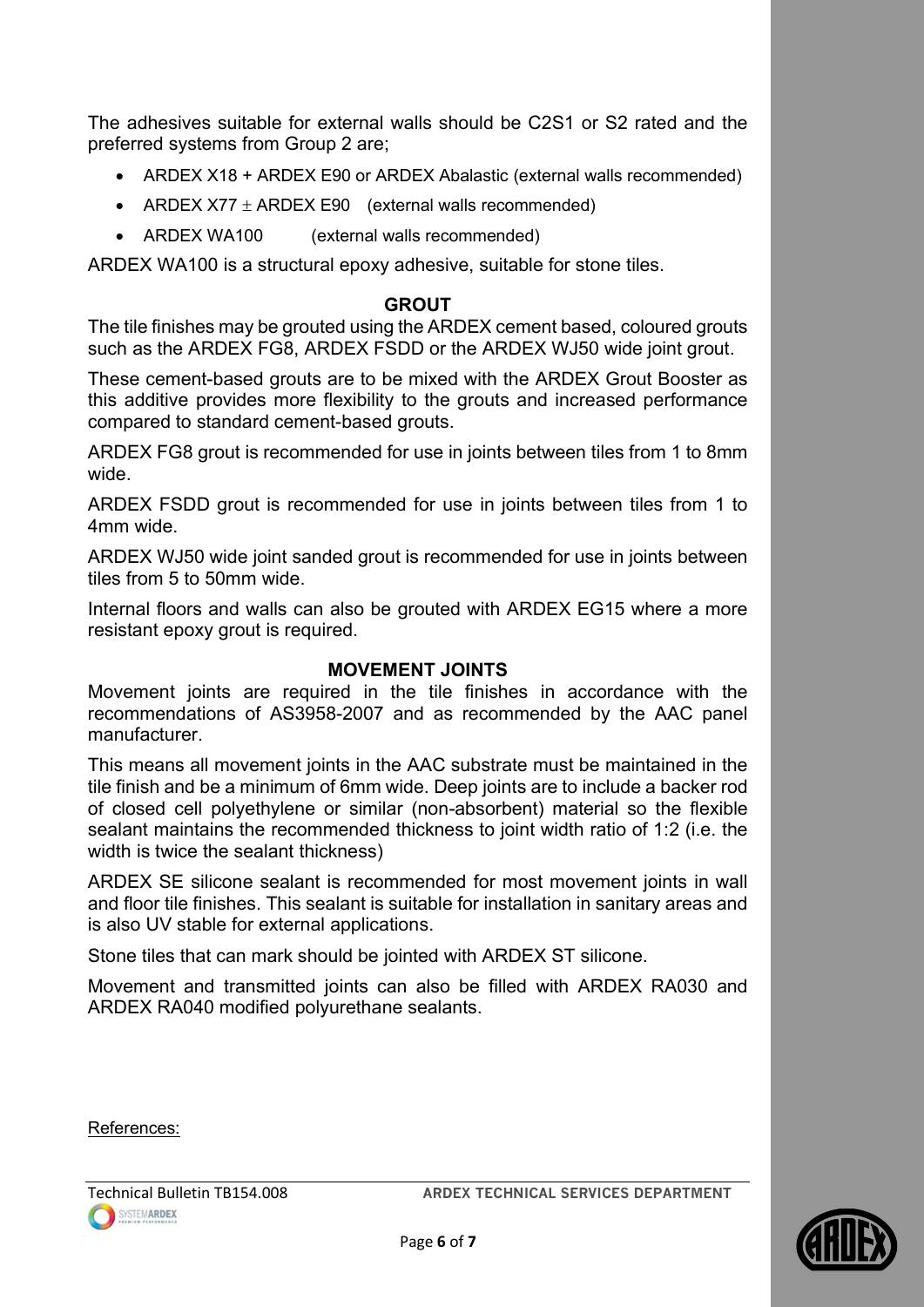The adhesives suitable for external walls should be C2S1 or S2 rated and the preferred systems from Group 2 are;

- ARDEX X18 + ARDEX E90 or ARDEX Abalastic (external walls recommended)
- ARDEX X77 ± ARDEX E90 (external walls recommended)
- ARDEX WA100 (external walls recommended)

ARDEX WA100 is a structural epoxy adhesive, suitable for stone tiles.

## GROUT

The tile finishes may be grouted using the ARDEX cement based, coloured grouts such as the ARDEX FG8, ARDEX FSDD or the ARDEX WJ50 wide joint grout.

These cement-based grouts are to be mixed with the ARDEX Grout Booster as this additive provides more flexibility to the grouts and increased performance compared to standard cement-based grouts.

ARDEX FG8 grout is recommended for use in joints between tiles from 1 to 8mm wide.

ARDEX FSDD grout is recommended for use in joints between tiles from 1 to 4mm wide.

ARDEX WJ50 wide joint sanded grout is recommended for use in joints between tiles from 5 to 50mm wide.

Internal floors and walls can also be grouted with ARDEX EG15 where a more resistant epoxy grout is required.

## MOVEMENT JOINTS

Movement joints are required in the tile finishes in accordance with the recommendations of AS3958-2007 and as recommended by the AAC panel manufacturer.

This means all movement joints in the AAC substrate must be maintained in the tile finish and be a minimum of 6mm wide. Deep joints are to include a backer rod of closed cell polyethylene or similar (non-absorbent) material so the flexible sealant maintains the recommended thickness to joint width ratio of 1:2 (i.e. the width is twice the sealant thickness)

ARDEX SE silicone sealant is recommended for most movement joints in wall and floor tile finishes. This sealant is suitable for installation in sanitary areas and is also UV stable for external applications.

Stone tiles that can mark should be jointed with ARDEX ST silicone.

Movement and transmitted joints can also be filled with ARDEX RA030 and ARDEX RA040 modified polyurethane sealants.

References: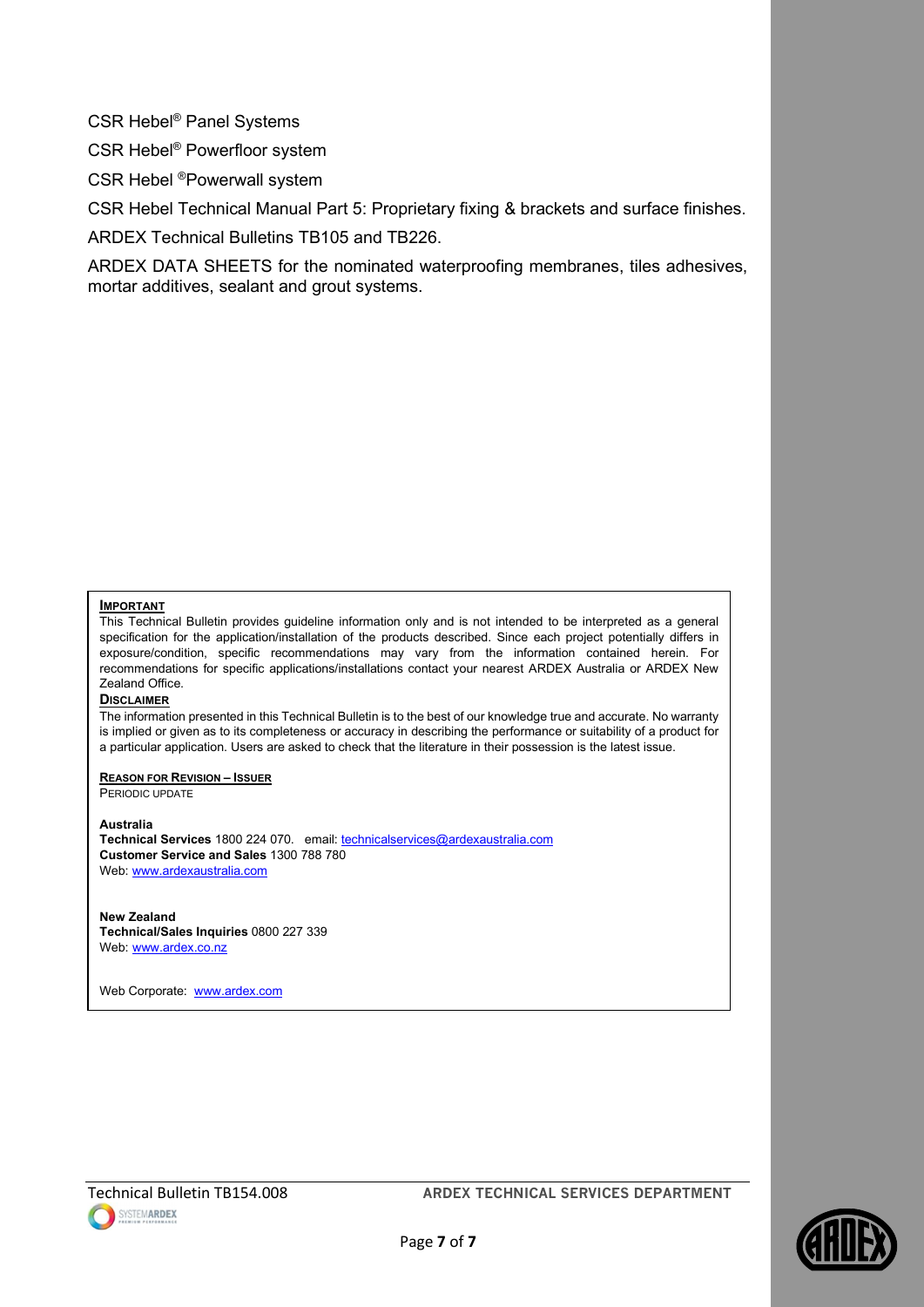CSR Hebel® Panel Systems

CSR Hebel® Powerfloor system

CSR Hebel ®Powerwall system

CSR Hebel Technical Manual Part 5: Proprietary fixing & brackets and surface finishes.

ARDEX Technical Bulletins TB105 and TB226.

ARDEX DATA SHEETS for the nominated waterproofing membranes, tiles adhesives, mortar additives, sealant and grout systems.

**IMPORTANT**

This Technical Bulletin provides guideline information only and is not intended to be interpreted as a general specification for the application/installation of the products described. Since each project potentially differs in exposure/condition, specific recommendations may vary from the information contained herein. For recommendations for specific applications/installations contact your nearest ARDEX Australia or ARDEX New Zealand Office.

**DISCLAIMER**

The information presented in this Technical Bulletin is to the best of our knowledge true and accurate. No warranty is implied or given as to its completeness or accuracy in describing the performance or suitability of a product for a particular application. Users are asked to check that the literature in their possession is the latest issue.

**REASON FOR REVISION – ISSUER**

PERIODIC UPDATE

**Australia**
**Technical Services** 1800 224 070. email: technicalservices@ardexaustralia.com
**Customer Service and Sales** 1300 788 780
Web: www.ardexaustralia.com

**New Zealand**
**Technical/Sales Inquiries** 0800 227 339
Web: www.ardex.co.nz

Web Corporate: www.ardex.com